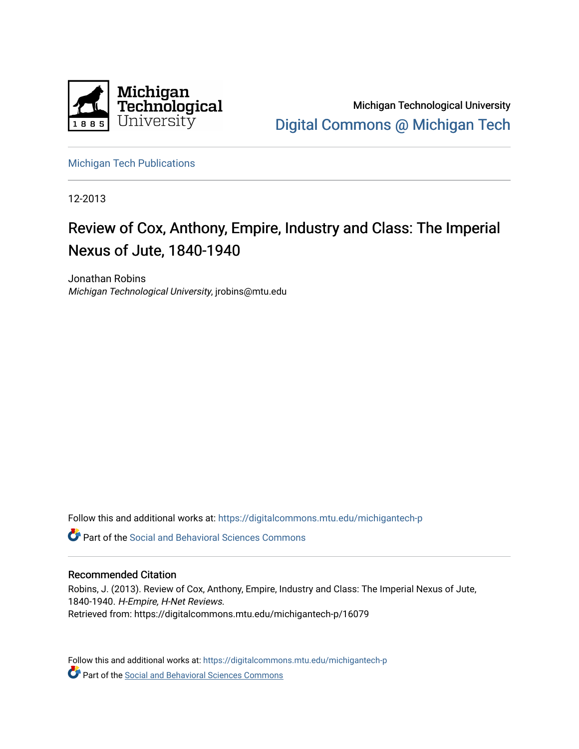Michigan Technological University

Digital Commons @ Michigan Tech

Michigan Tech Publications

12-2013

# Review of Cox, Anthony, Empire, Industry and Class: The Imperial Nexus of Jute, 1840-1940

Jonathan Robins
*Michigan Technological University*, jrobins@mtu.edu

Follow this and additional works at: https://digitalcommons.mtu.edu/michigantech-p

Part of the Social and Behavioral Sciences Commons

## Recommended Citation

Robins, J. (2013). Review of Cox, Anthony, Empire, Industry and Class: The Imperial Nexus of Jute, 1840-1940. *H-Empire, H-Net Reviews*.
Retrieved from: https://digitalcommons.mtu.edu/michigantech-p/16079

Follow this and additional works at: https://digitalcommons.mtu.edu/michigantech-p

Part of the Social and Behavioral Sciences Commons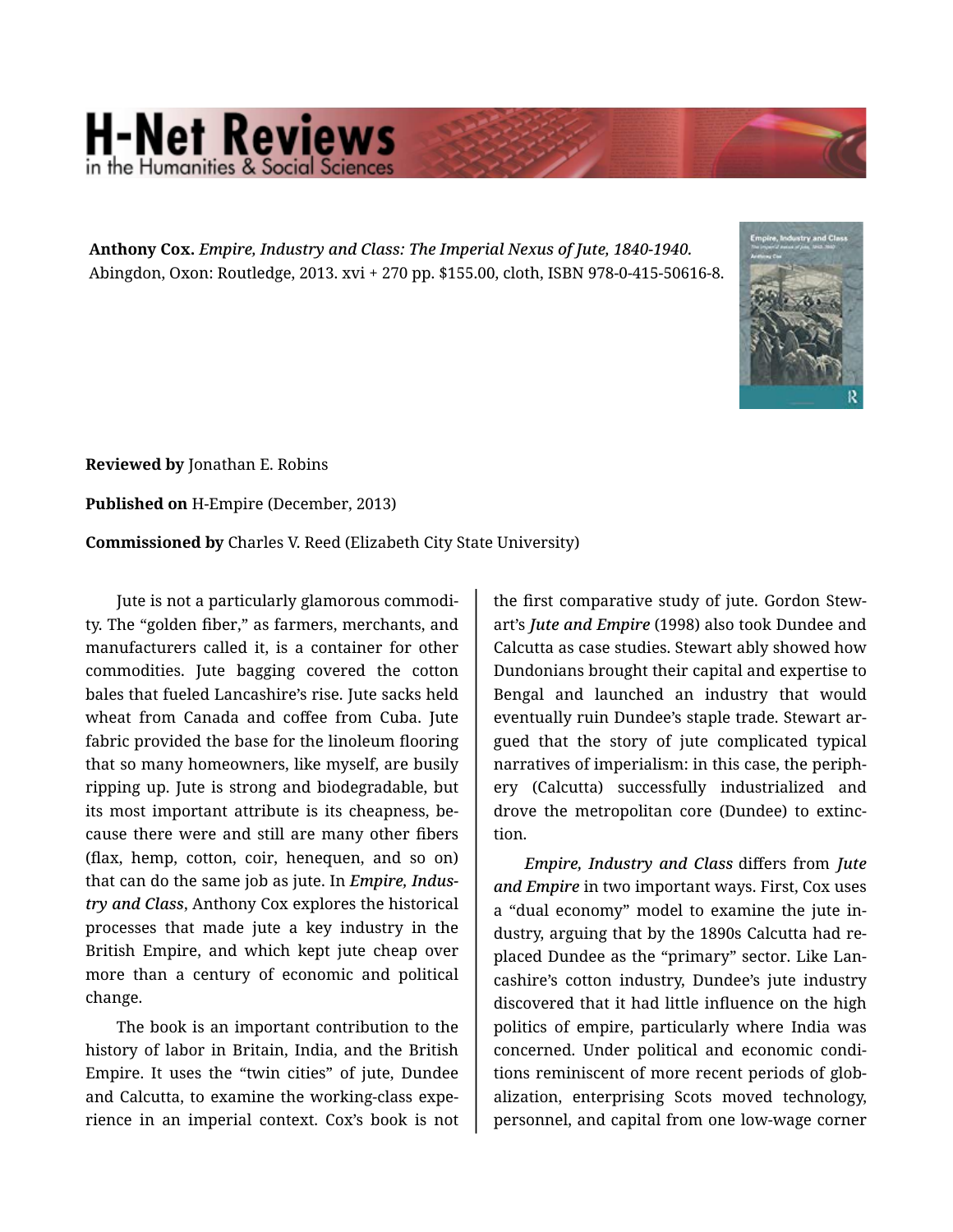**Anthony Cox.** *Empire, Industry and Class: The Imperial Nexus of Jute, 1840-1940.* Abingdon, Oxon: Routledge, 2013. xvi + 270 pp. $155.00, cloth, ISBN 978-0-415-50616-8.

**Reviewed by** Jonathan E. Robins

**Published on** H-Empire (December, 2013)

**Commissioned by** Charles V. Reed (Elizabeth City State University)

Jute is not a particularly glamorous commodity. The "golden fiber," as farmers, merchants, and manufacturers called it, is a container for other commodities. Jute bagging covered the cotton bales that fueled Lancashire's rise. Jute sacks held wheat from Canada and coffee from Cuba. Jute fabric provided the base for the linoleum flooring that so many homeowners, like myself, are busily ripping up. Jute is strong and biodegradable, but its most important attribute is its cheapness, because there were and still are many other fibers (flax, hemp, cotton, coir, henequen, and so on) that can do the same job as jute. In *Empire, Industry and Class*, Anthony Cox explores the historical processes that made jute a key industry in the British Empire, and which kept jute cheap over more than a century of economic and political change.

The book is an important contribution to the history of labor in Britain, India, and the British Empire. It uses the "twin cities" of jute, Dundee and Calcutta, to examine the working-class experience in an imperial context. Cox's book is not the first comparative study of jute. Gordon Stewart's *Jute and Empire* (1998) also took Dundee and Calcutta as case studies. Stewart ably showed how Dundonians brought their capital and expertise to Bengal and launched an industry that would eventually ruin Dundee's staple trade. Stewart argued that the story of jute complicated typical narratives of imperialism: in this case, the periphery (Calcutta) successfully industrialized and drove the metropolitan core (Dundee) to extinction.

*Empire, Industry and Class* differs from *Jute and Empire* in two important ways. First, Cox uses a "dual economy" model to examine the jute industry, arguing that by the 1890s Calcutta had replaced Dundee as the "primary" sector. Like Lancashire's cotton industry, Dundee's jute industry discovered that it had little influence on the high politics of empire, particularly where India was concerned. Under political and economic conditions reminiscent of more recent periods of globalization, enterprising Scots moved technology, personnel, and capital from one low-wage corner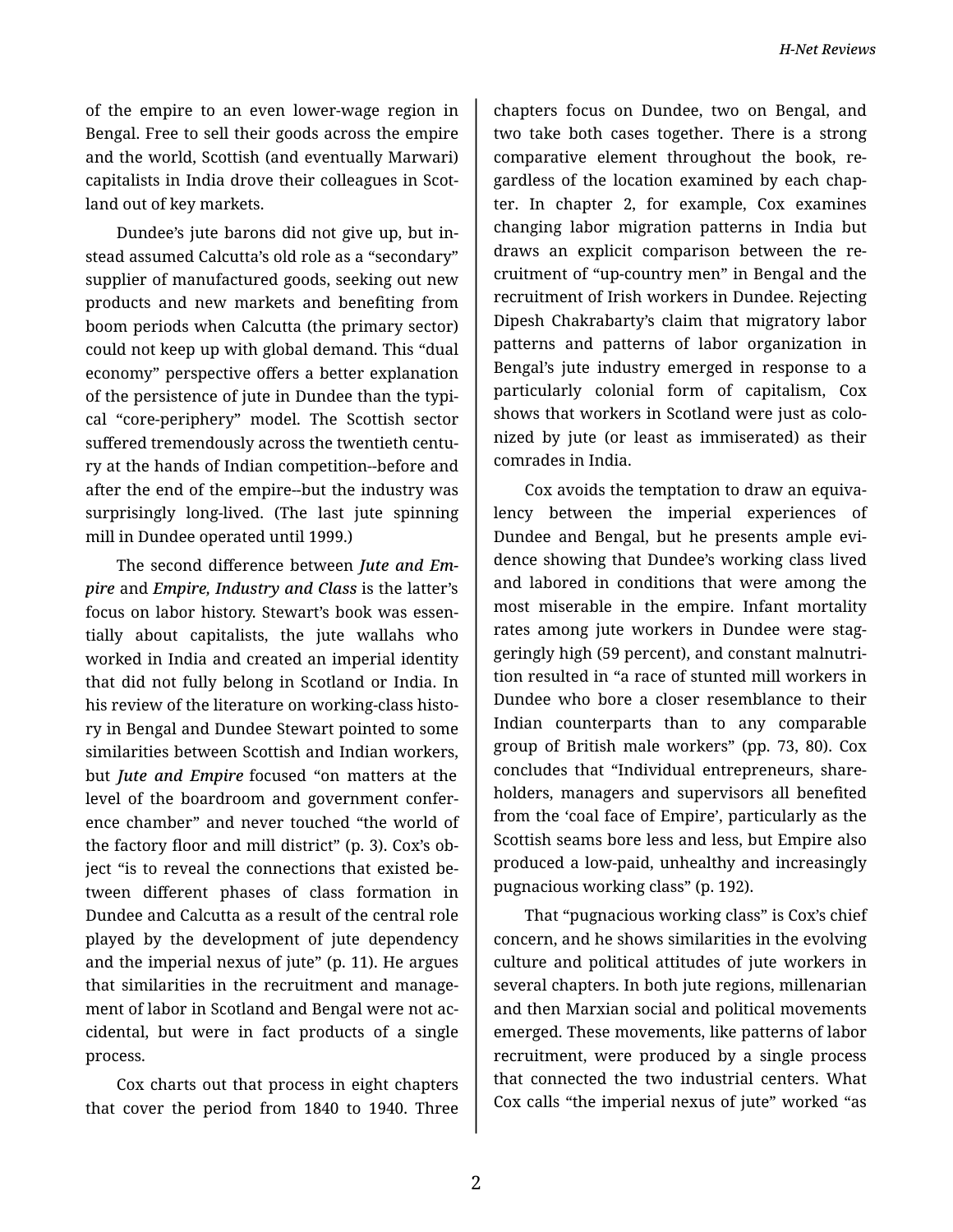of the empire to an even lower-wage region in Bengal. Free to sell their goods across the empire and the world, Scottish (and eventually Marwari) capitalists in India drove their colleagues in Scotland out of key markets.

Dundee's jute barons did not give up, but instead assumed Calcutta's old role as a "secondary" supplier of manufactured goods, seeking out new products and new markets and benefiting from boom periods when Calcutta (the primary sector) could not keep up with global demand. This "dual economy" perspective offers a better explanation of the persistence of jute in Dundee than the typical "core-periphery" model. The Scottish sector suffered tremendously across the twentieth century at the hands of Indian competition--before and after the end of the empire--but the industry was surprisingly long-lived. (The last jute spinning mill in Dundee operated until 1999.)

The second difference between ***Jute and Empire*** and ***Empire, Industry and Class*** is the latter's focus on labor history. Stewart's book was essentially about capitalists, the jute wallahs who worked in India and created an imperial identity that did not fully belong in Scotland or India. In his review of the literature on working-class history in Bengal and Dundee Stewart pointed to some similarities between Scottish and Indian workers, but ***Jute and Empire*** focused "on matters at the level of the boardroom and government conference chamber" and never touched "the world of the factory floor and mill district" (p. 3). Cox's object "is to reveal the connections that existed between different phases of class formation in Dundee and Calcutta as a result of the central role played by the development of jute dependency and the imperial nexus of jute" (p. 11). He argues that similarities in the recruitment and management of labor in Scotland and Bengal were not accidental, but were in fact products of a single process.

Cox charts out that process in eight chapters that cover the period from 1840 to 1940. Three chapters focus on Dundee, two on Bengal, and two take both cases together. There is a strong comparative element throughout the book, regardless of the location examined by each chapter. In chapter 2, for example, Cox examines changing labor migration patterns in India but draws an explicit comparison between the recruitment of "up-country men" in Bengal and the recruitment of Irish workers in Dundee. Rejecting Dipesh Chakrabarty's claim that migratory labor patterns and patterns of labor organization in Bengal's jute industry emerged in response to a particularly colonial form of capitalism, Cox shows that workers in Scotland were just as colonized by jute (or least as immiserated) as their comrades in India.

Cox avoids the temptation to draw an equivalency between the imperial experiences of Dundee and Bengal, but he presents ample evidence showing that Dundee's working class lived and labored in conditions that were among the most miserable in the empire. Infant mortality rates among jute workers in Dundee were staggeringly high (59 percent), and constant malnutrition resulted in "a race of stunted mill workers in Dundee who bore a closer resemblance to their Indian counterparts than to any comparable group of British male workers" (pp. 73, 80). Cox concludes that "Individual entrepreneurs, shareholders, managers and supervisors all benefited from the 'coal face of Empire', particularly as the Scottish seams bore less and less, but Empire also produced a low-paid, unhealthy and increasingly pugnacious working class" (p. 192).

That "pugnacious working class" is Cox's chief concern, and he shows similarities in the evolving culture and political attitudes of jute workers in several chapters. In both jute regions, millenarian and then Marxian social and political movements emerged. These movements, like patterns of labor recruitment, were produced by a single process that connected the two industrial centers. What Cox calls "the imperial nexus of jute" worked "as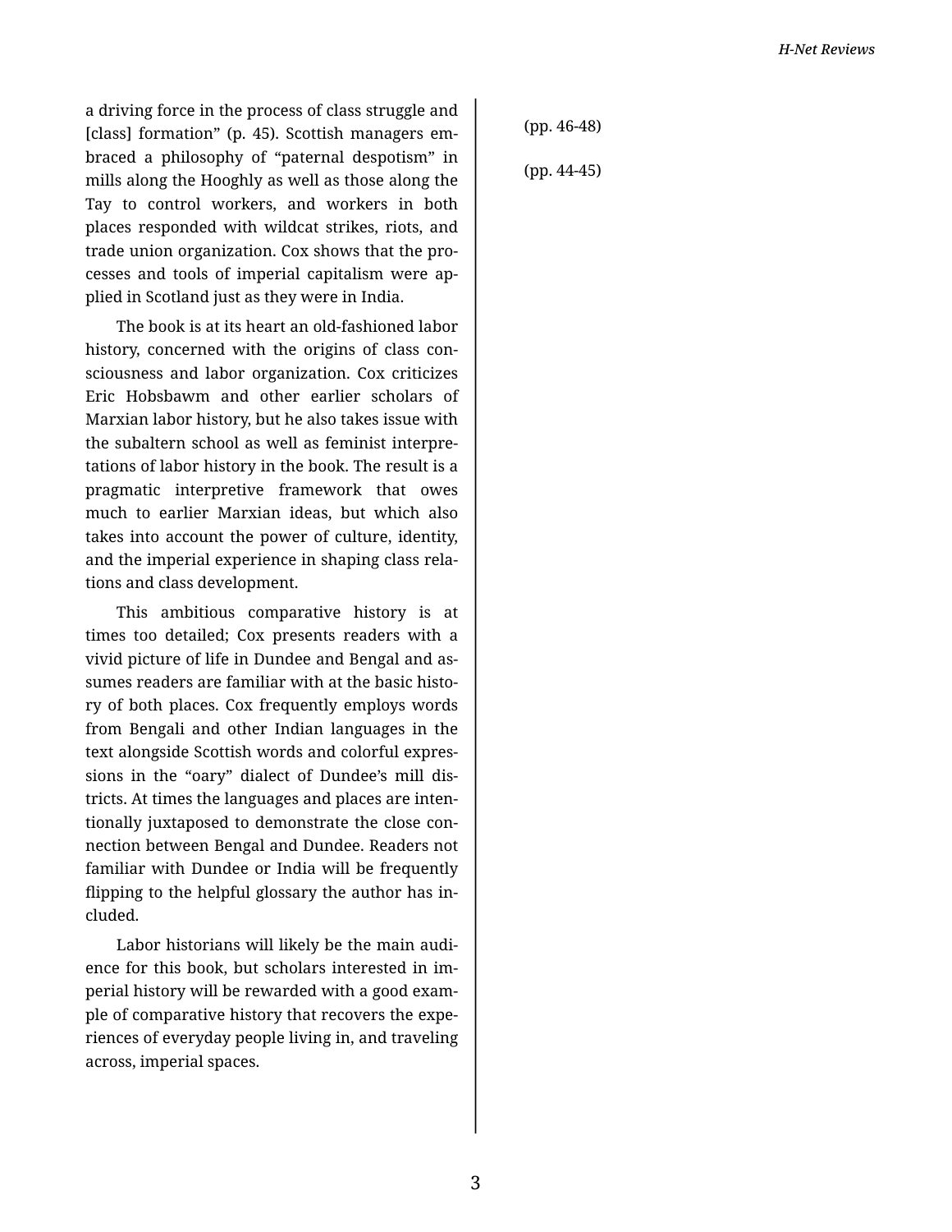a driving force in the process of class struggle and [class] formation" (p. 45). Scottish managers embraced a philosophy of "paternal despotism" in mills along the Hooghly as well as those along the Tay to control workers, and workers in both places responded with wildcat strikes, riots, and trade union organization. Cox shows that the processes and tools of imperial capitalism were applied in Scotland just as they were in India.

The book is at its heart an old-fashioned labor history, concerned with the origins of class consciousness and labor organization. Cox criticizes Eric Hobsbawm and other earlier scholars of Marxian labor history, but he also takes issue with the subaltern school as well as feminist interpretations of labor history in the book. The result is a pragmatic interpretive framework that owes much to earlier Marxian ideas, but which also takes into account the power of culture, identity, and the imperial experience in shaping class relations and class development.

This ambitious comparative history is at times too detailed; Cox presents readers with a vivid picture of life in Dundee and Bengal and assumes readers are familiar with at the basic history of both places. Cox frequently employs words from Bengali and other Indian languages in the text alongside Scottish words and colorful expressions in the "oary" dialect of Dundee's mill districts. At times the languages and places are intentionally juxtaposed to demonstrate the close connection between Bengal and Dundee. Readers not familiar with Dundee or India will be frequently flipping to the helpful glossary the author has included.

Labor historians will likely be the main audience for this book, but scholars interested in imperial history will be rewarded with a good example of comparative history that recovers the experiences of everyday people living in, and traveling across, imperial spaces.

(pp. 46-48)

(pp. 44-45)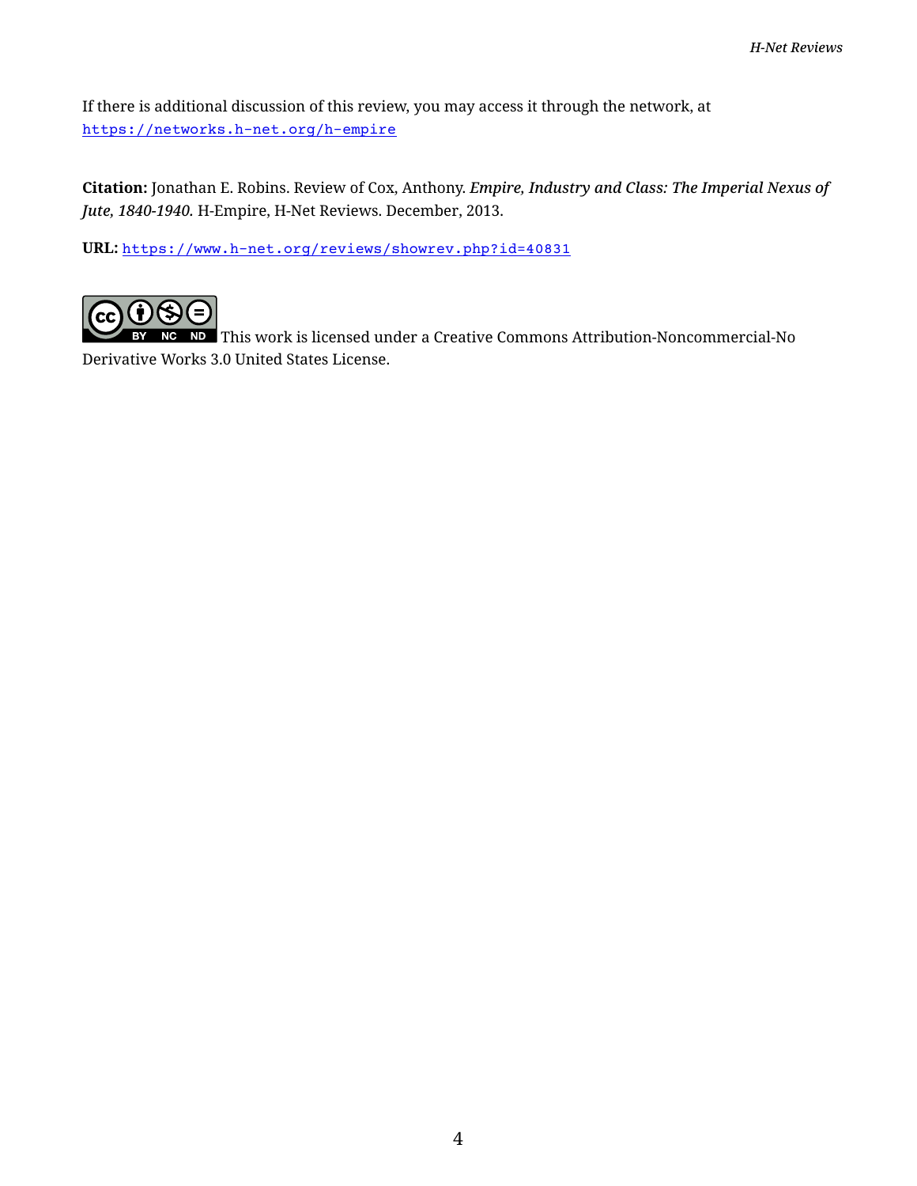If there is additional discussion of this review, you may access it through the network, at https://networks.h-net.org/h-empire

**Citation:** Jonathan E. Robins. Review of Cox, Anthony. ***Empire, Industry and Class: The Imperial Nexus of Jute, 1840-1940.*** H-Empire, H-Net Reviews. December, 2013.

**URL:** https://www.h-net.org/reviews/showrev.php?id=40831

This work is licensed under a Creative Commons Attribution-Noncommercial-No Derivative Works 3.0 United States License.